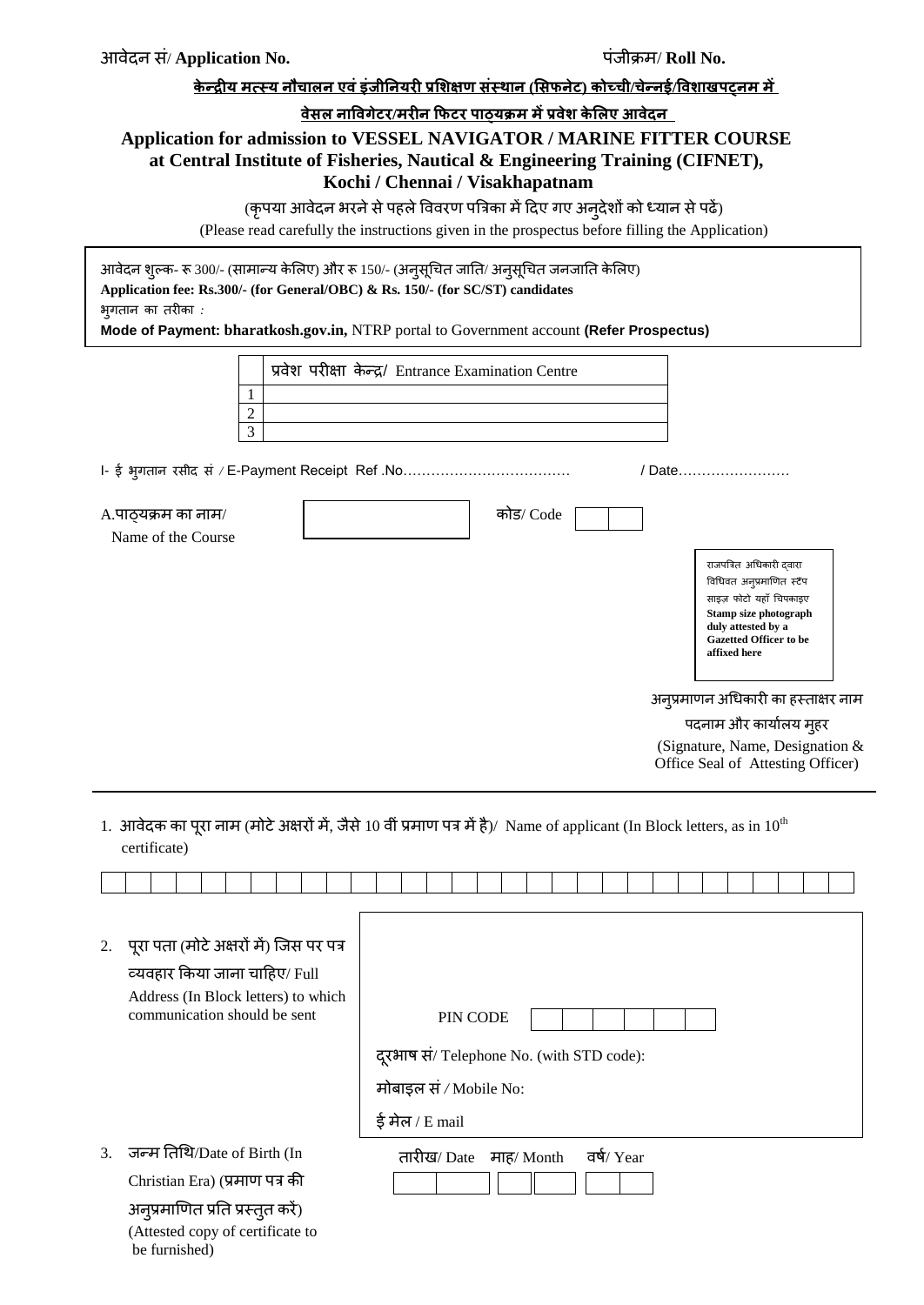आवेदन सं/ **Application No.**　　　　　　　　　　　　　　　　　　　　पंजीक्रम/ **Roll No.**

**केन्द्रीय मत्स्य नौचालन एवं इंजीनियरी प्रशिक्षण संस्थान (सिफनेट) कोच्ची/चेन्नई/विशाखपट्नम में**

**वेसल नाविगेटर/मरीन फिटर पाठ्यक्रम में प्रवेश केलिए आवेदन**

## Application for admission to VESSEL NAVIGATOR / MARINE FITTER COURSE at Central Institute of Fisheries, Nautical & Engineering Training (CIFNET), Kochi / Chennai / Visakhapatnam

(कृपया आवेदन भरने से पहले विवरण पत्रिका में दिए गए अनुदेशों को ध्यान से पढ़ें)

(Please read carefully the instructions given in the prospectus before filling the Application)

आवेदन शुल्क- रू 300/- (सामान्य केलिए) और रू 150/- (अनुसूचित जाति/ अनुसूचित जनजाति केलिए)
**Application fee: Rs.300/- (for General/OBC) & Rs. 150/- (for SC/ST) candidates**
भुगतान का तरीका :
**Mode of Payment: bharatkosh.gov.in,** NTRP portal to Government account **(Refer Prospectus)**

| | प्रवेश परीक्षा केन्द्र/ Entrance Examination Centre |
|---|---|
| 1 | |
| 2 | |
| 3 | |

I- ई भुगतान रसीद सं / E-Payment Receipt Ref .No……………………………… / Date……………………

A.पाठ्यक्रम का नाम/ Name of the Course　　　　　　　कोड/ Code

राजपत्रित अधिकारी द्वारा विधिवत अनुप्रमाणित स्टैंप साइज़ फोटो यहाँ चिपकाइए
**Stamp size photograph duly attested by a Gazetted Officer to be affixed here**

अनुप्रमाणन अधिकारी का हस्ताक्षर नाम पदनाम और कार्यालय मुहर
(Signature, Name, Designation & Office Seal of Attesting Officer)

1. आवेदक का पूरा नाम (मोटे अक्षरों में, जैसे 10 वीं प्रमाण पत्र में है)/ Name of applicant (In Block letters, as in $10^{th}$ certificate)

2. पूरा पता (मोटे अक्षरों में) जिस पर पत्र व्यवहार किया जाना चाहिए/ Full Address (In Block letters) to which communication should be sent

   PIN CODE

   दूरभाष सं/ Telephone No. (with STD code):

   मोबाइल सं / Mobile No:

   ई मेल / E mail

3. जन्म तिथि/Date of Birth (In Christian Era) (प्रमाण पत्र की अनुप्रमाणित प्रति प्रस्तुत करें) (Attested copy of certificate to be furnished)

   तारीख/ Date　माह/ Month　वर्ष/ Year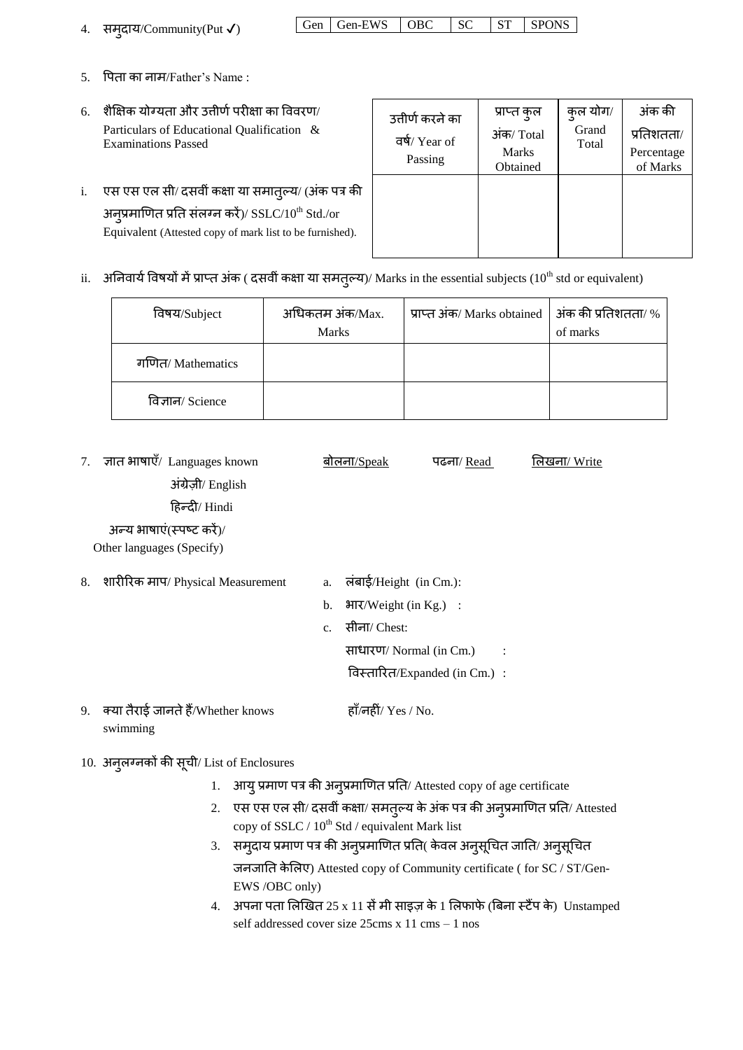4. समुदाय/Community(Put ✓)

| Gen | Gen-EWS | OBC | SC | ST | SPONS |
|---|---|---|---|---|---|

5. पिता का नाम/Father's Name :

6. शैक्षिक योग्यता और उत्तीर्ण परीक्षा का विवरण/ Particulars of Educational Qualification & Examinations Passed

| | उत्तीर्ण करने का वर्ष/ Year of Passing | प्राप्त कुल अंक/ Total Marks Obtained | कुल योग/ Grand Total | अंक की प्रतिशतता/ Percentage of Marks |
|---|---|---|---|---|
| i. एस एस एल सी/ दसवीं कक्षा या समातुल्य/ (अंक पत्र की अनुप्रमाणित प्रति संलग्न करें)/ SSLC/10th Std./or Equivalent (Attested copy of mark list to be furnished). | | | | |

ii. अनिवार्य विषयों में प्राप्त अंक ( दसवीं कक्षा या समतुल्य)/ Marks in the essential subjects (10th std or equivalent)

| विषय/Subject | अधिकतम अंक/Max. Marks | प्राप्त अंक/ Marks obtained | अंक की प्रतिशतता/ % of marks |
|---|---|---|---|
| गणित/ Mathematics | | | |
| विज्ञान/ Science | | | |

7. ज्ञात भाषाएँ/ Languages known — बोलना/Speak — पढना/ Read — लिखना/ Write
   - अंग्रेज़ी/ English
   - हिन्दी/ Hindi
   - अन्य भाषाएं(स्पष्ट करें)/ Other languages (Specify)

8. शारीरिक माप/ Physical Measurement
   a. लंबाई/Height (in Cm.):
   b. भार/Weight (in Kg.) :
   c. सीना/ Chest:
      साधारण/ Normal (in Cm.) :
      विस्तारित/Expanded (in Cm.) :

9. क्या तैराई जानते हैं/Whether knows swimming — हाँ/नहीं/ Yes / No.

10. अनुलग्नकों की सूची/ List of Enclosures
    1. आयु प्रमाण पत्र की अनुप्रमाणित प्रति/ Attested copy of age certificate
    2. एस एस एल सी/ दसवीं कक्षा/ समतुल्य के अंक पत्र की अनुप्रमाणित प्रति/ Attested copy of SSLC / 10th Std / equivalent Mark list
    3. समुदाय प्रमाण पत्र की अनुप्रमाणित प्रति( केवल अनुसूचित जाति/ अनुसूचित जनजाति केलिए) Attested copy of Community certificate ( for SC / ST/Gen-EWS /OBC only)
    4. अपना पता लिखित 25 x 11 सें मी साइज़ के 1 लिफाफे (बिना स्टैंप के) Unstamped self addressed cover size 25cms x 11 cms – 1 nos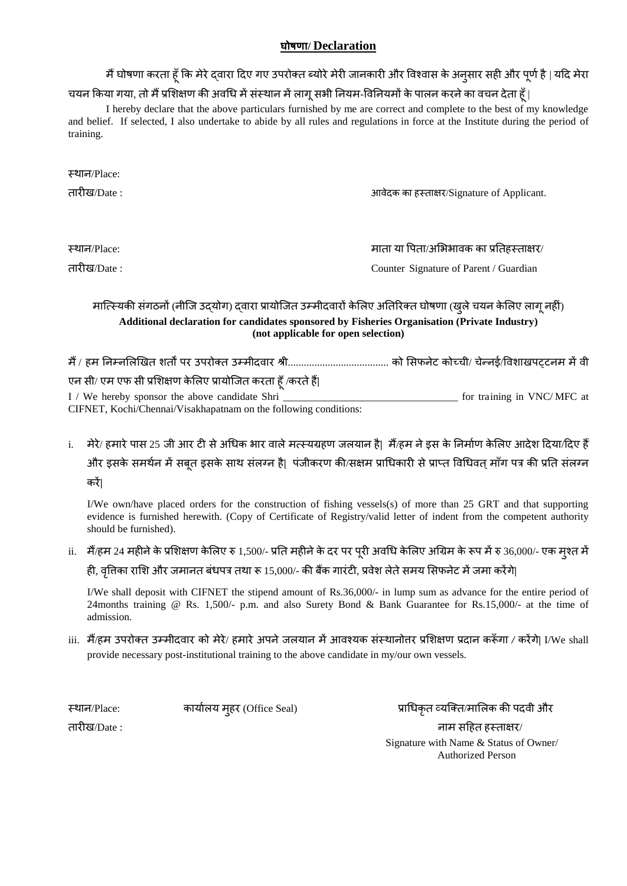## **घोषणा/ Declaration**

मैं घोषणा करता हूँ कि मेरे द्वारा दिए गए उपरोक्त ब्योरे मेरी जानकारी और विश्वास के अनुसार सही और पूर्ण है | यदि मेरा चयन किया गया, तो मैं प्रशिक्षण की अवधि में संस्थान में लागू सभी नियम-विनियमों के पालन करने का वचन देता हूँ |

I hereby declare that the above particulars furnished by me are correct and complete to the best of my knowledge and belief. If selected, I also undertake to abide by all rules and regulations in force at the Institute during the period of training.

स्थान/Place:

तारीख/Date : आवेदक का हस्ताक्षर/Signature of Applicant.

स्थान/Place: माता या पिता/अभिभावक का प्रतिहस्ताक्षर/

तारीख/Date : Counter Signature of Parent / Guardian

मात्स्यिकी संगठनों (नीजि उद्योग) द्वारा प्रायोजित उम्मीदवारों केलिए अतिरिक्त घोषणा (खुले चयन केलिए लागू नहीं)

**Additional declaration for candidates sponsored by Fisheries Organisation (Private Industry) (not applicable for open selection)**

मैं / हम निम्नलिखित शर्तों पर उपरोक्त उम्मीदवार श्री...................................... को सिफनेट कोच्ची/ चेन्नई/विशाखपट्टनम में वी एन सी/ एम एफ सी प्रशिक्षण केलिए प्रायोजित करता हूँ /करते हैं|

I / We hereby sponsor the above candidate Shri __________________________________ for training in VNC/ MFC at CIFNET, Kochi/Chennai/Visakhapatnam on the following conditions:

i. मेरे/ हमारे पास 25 जी आर टी से अधिक भार वाले मत्स्यग्रहण जलयान है| मैं/हम ने इस के निर्माण केलिए आदेश दिया/दिए हैं और इसके समर्थन में सबूत इसके साथ संलग्न है| पंजीकरण की/सक्षम प्राधिकारी से प्राप्त विधिवत् माँग पत्र की प्रति संलग्न करें|

   I/We own/have placed orders for the construction of fishing vessels(s) of more than 25 GRT and that supporting evidence is furnished herewith. (Copy of Certificate of Registry/valid letter of indent from the competent authority should be furnished).

ii. मैं/हम 24 महीने के प्रशिक्षण केलिए रु 1,500/- प्रति महीने के दर पर पूरी अवधि केलिए अग्रिम के रूप में रु 36,000/- एक मुश्त में ही, वृत्तिका राशि और जमानत बंधपत्र तथा रू 15,000/- की बैंक गारंटी, प्रवेश लेते समय सिफनेट में जमा करेंगे|

   I/We shall deposit with CIFNET the stipend amount of Rs.36,000/- in lump sum as advance for the entire period of 24months training @ Rs. 1,500/- p.m. and also Surety Bond & Bank Guarantee for Rs.15,000/- at the time of admission.

iii. मैं/हम उपरोक्त उम्मीदवार को मेरे/ हमारे अपने जलयान में आवश्यक संस्थानोत्तर प्रशिक्षण प्रदान करूँगा / करेंगे| I/We shall provide necessary post-institutional training to the above candidate in my/our own vessels.

स्थान/Place: कार्यालय मुहर (Office Seal) प्राधिकृत व्यक्ति/मालिक की पदवी और नाम सहित हस्ताक्षर/

तारीख/Date : Signature with Name & Status of Owner/ Authorized Person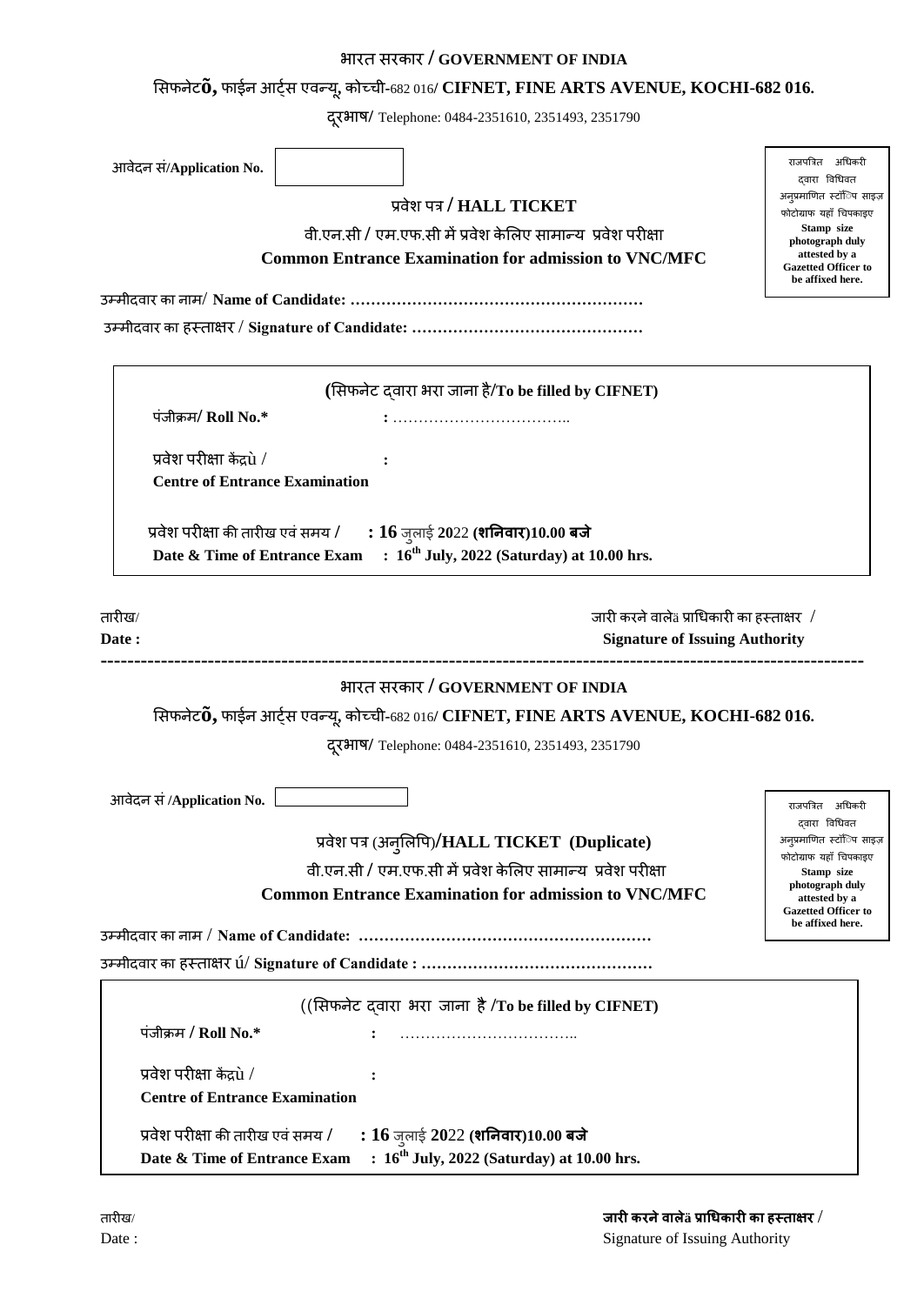भारत सरकार / **GOVERNMENT OF INDIA**

सिफनेट**õ,** फाईन आर्ट्स एवन्यू, कोच्ची-682 016/ **CIFNET, FINE ARTS AVENUE, KOCHI-682 016.**

दूरभाष/ Telephone: 0484-2351610, 2351493, 2351790

आवेदन सं/**Application No.**

राजपत्रित अधिकरी द्वारा विधिवत अनुप्रमाणित स्टॉिप साइज़ फोटोग्राफ यहाँ चिपकाइए
**Stamp size photograph duly attested by a Gazetted Officer to be affixed here.**

## प्रवेश पत्र / HALL TICKET

वी.एन.सी / एम.एफ.सी में प्रवेश केलिए सामान्य प्रवेश परीक्षा
**Common Entrance Examination for admission to VNC/MFC**

उम्मीदवार का नाम/ **Name of Candidate: ………………………………………………**

उम्मीदवार का हस्ताक्षर / **Signature of Candidate: ………………………………………**

**(**सिफनेट द्वारा भरा जाना है/**To be filled by CIFNET)**

पंजीक्रम/ **Roll No.\*** : ……………………………..

प्रवेश परीक्षा केंद्रù / :
**Centre of Entrance Examination**

प्रवेश परीक्षा की तारीख एवं समय / **: 16** जुलाई **20**22 **(शनिवार)10.00 बजे**
**Date & Time of Entrance Exam : 16th July, 2022 (Saturday) at 10.00 hrs.**

तारीख/
**Date :**

जारी करने वालेä प्राधिकारी का हस्ताक्षर /
**Signature of Issuing Authority**

---

भारत सरकार / **GOVERNMENT OF INDIA**

सिफनेट**õ,** फाईन आर्ट्स एवन्यू, कोच्ची-682 016/ **CIFNET, FINE ARTS AVENUE, KOCHI-682 016.**

दूरभाष/ Telephone: 0484-2351610, 2351493, 2351790

आवेदन सं /**Application No.**

राजपत्रित अधिकरी द्वारा विधिवत अनुप्रमाणित स्टॉिप साइज़ फोटोग्राफ यहाँ चिपकाइए
**Stamp size photograph duly attested by a Gazetted Officer to be affixed here.**

## प्रवेश पत्र (अनुलिपि)/HALL TICKET (Duplicate)

वी.एन.सी / एम.एफ.सी में प्रवेश केलिए सामान्य प्रवेश परीक्षा
**Common Entrance Examination for admission to VNC/MFC**

उम्मीदवार का नाम / **Name of Candidate: ………………………………………………**

उम्मीदवार का हस्ताक्षर ú/ **Signature of Candidate : ………………………………………**

((सिफनेट द्वारा भरा जाना है /**To be filled by CIFNET)**

पंजीक्रम / **Roll No.\*** : ……………………………..

प्रवेश परीक्षा केंद्रù / :
**Centre of Entrance Examination**

प्रवेश परीक्षा की तारीख एवं समय / **: 16** जुलाई **20**22 **(शनिवार)10.00 बजे**
**Date & Time of Entrance Exam : 16th July, 2022 (Saturday) at 10.00 hrs.**

तारीख/
Date :

**जारी करने वालेä प्राधिकारी का हस्ताक्षर** /
Signature of Issuing Authority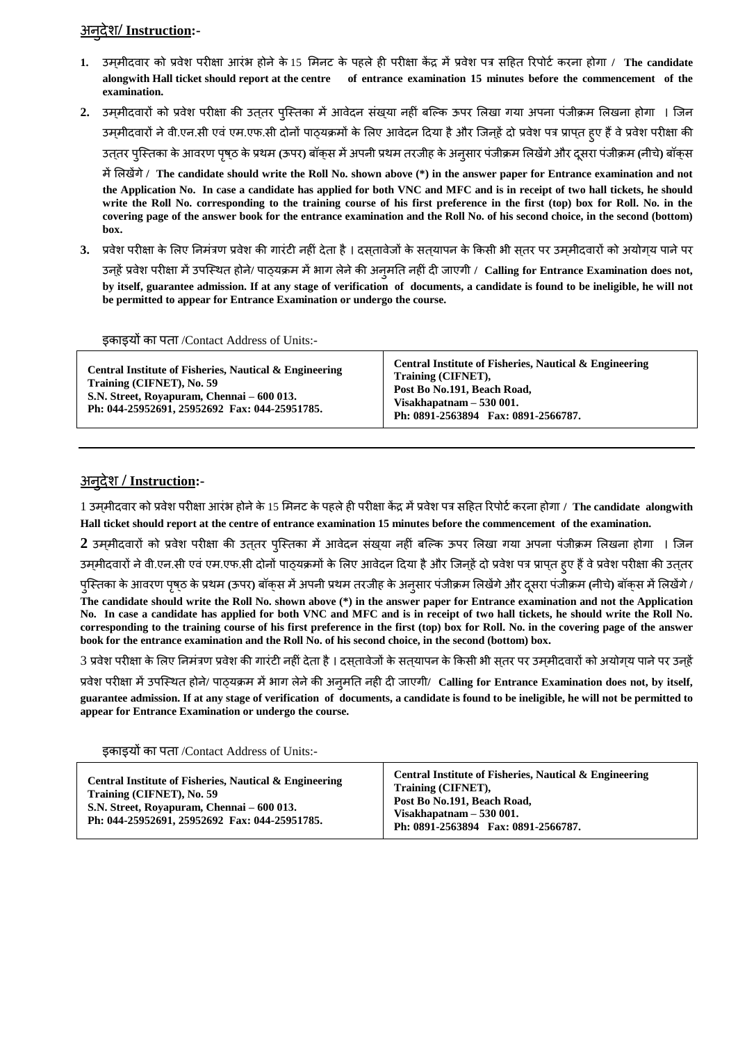## अनुदेश/ Instruction:-

1. उम्मीदवार को प्रवेश परीक्षा आरंभ होने के 15 मिनट के पहले ही परीक्षा केंद्र में प्रवेश पत्र सहित रिपोर्ट करना होगा / **The candidate alongwith Hall ticket should report at the centre of entrance examination 15 minutes before the commencement of the examination.**
2. उम्मीदवारों को प्रवेश परीक्षा की उत्तर पुस्तिका में आवेदन संख्या नहीं बल्कि ऊपर लिखा गया अपना पंजीक्रम लिखना होगा । जिन उम्मीदवारों ने वी.एन.सी एवं एम.एफ.सी दोनों पाठ्यक्रमों के लिए आवेदन दिया है और जिन्हें दो प्रवेश पत्र प्राप्त हुए हैं वे प्रवेश परीक्षा की उत्तर पुस्तिका के आवरण पृष्ठ के प्रथम (ऊपर) बॉक्स में अपनी प्रथम तरजीह के अनुसार पंजीक्रम लिखेंगे और दूसरा पंजीक्रम (नीचे) बॉक्स में लिखेंगे / **The candidate should write the Roll No. shown above (*) in the answer paper for Entrance examination and not the Application No. In case a candidate has applied for both VNC and MFC and is in receipt of two hall tickets, he should write the Roll No. corresponding to the training course of his first preference in the first (top) box for Roll. No. in the covering page of the answer book for the entrance examination and the Roll No. of his second choice, in the second (bottom) box.**
3. प्रवेश परीक्षा के लिए निमंत्रण प्रवेश की गारंटी नहीं देता है । दस्तावेजों के सत्यापन के किसी भी स्तर पर उम्मीदवारों को अयोग्य पाने पर उन्हें प्रवेश परीक्षा में उपस्थित होने/ पाठ्यक्रम में भाग लेने की अनुमति नहीं दी जाएगी / **Calling for Entrance Examination does not, by itself, guarantee admission. If at any stage of verification of documents, a candidate is found to be ineligible, he will not be permitted to appear for Entrance Examination or undergo the course.**

इकाइयों का पता /Contact Address of Units:-

| | |
|---|---|
| **Central Institute of Fisheries, Nautical & Engineering Training (CIFNET), No. 59 S.N. Street, Royapuram, Chennai – 600 013. Ph: 044-25952691, 25952692 Fax: 044-25951785.** | **Central Institute of Fisheries, Nautical & Engineering Training (CIFNET), Post Bo No.191, Beach Road, Visakhapatnam – 530 001. Ph: 0891-2563894 Fax: 0891-2566787.** |

---

## अनुदेश / Instruction:-

1 उम्मीदवार को प्रवेश परीक्षा आरंभ होने के 15 मिनट के पहले ही परीक्षा केंद्र में प्रवेश पत्र सहित रिपोर्ट करना होगा / **The candidate alongwith Hall ticket should report at the centre of entrance examination 15 minutes before the commencement of the examination.**

**2** उम्मीदवारों को प्रवेश परीक्षा की उत्तर पुस्तिका में आवेदन संख्या नहीं बल्कि ऊपर लिखा गया अपना पंजीक्रम लिखना होगा । जिन उम्मीदवारों ने वी.एन.सी एवं एम.एफ.सी दोनों पाठ्यक्रमों के लिए आवेदन दिया है और जिन्हें दो प्रवेश पत्र प्राप्त हुए हैं वे प्रवेश परीक्षा की उत्तर पुस्तिका के आवरण पृष्ठ के प्रथम (ऊपर) बॉक्स में अपनी प्रथम तरजीह के अनुसार पंजीक्रम लिखेंगे और दूसरा पंजीक्रम (नीचे) बॉक्स में लिखेंगे / **The candidate should write the Roll No. shown above (*) in the answer paper for Entrance examination and not the Application No. In case a candidate has applied for both VNC and MFC and is in receipt of two hall tickets, he should write the Roll No. corresponding to the training course of his first preference in the first (top) box for Roll. No. in the covering page of the answer book for the entrance examination and the Roll No. of his second choice, in the second (bottom) box.**

3 प्रवेश परीक्षा के लिए निमंत्रण प्रवेश की गारंटी नहीं देता है । दस्तावेजों के सत्यापन के किसी भी स्तर पर उम्मीदवारों को अयोग्य पाने पर उन्हें प्रवेश परीक्षा में उपस्थित होने/ पाठ्यक्रम में भाग लेने की अनुमति नही दी जाएगी/ **Calling for Entrance Examination does not, by itself, guarantee admission. If at any stage of verification of documents, a candidate is found to be ineligible, he will not be permitted to appear for Entrance Examination or undergo the course.**

इकाइयों का पता /Contact Address of Units:-

| | |
|---|---|
| **Central Institute of Fisheries, Nautical & Engineering Training (CIFNET), No. 59 S.N. Street, Royapuram, Chennai – 600 013. Ph: 044-25952691, 25952692 Fax: 044-25951785.** | **Central Institute of Fisheries, Nautical & Engineering Training (CIFNET), Post Bo No.191, Beach Road, Visakhapatnam – 530 001. Ph: 0891-2563894 Fax: 0891-2566787.** |